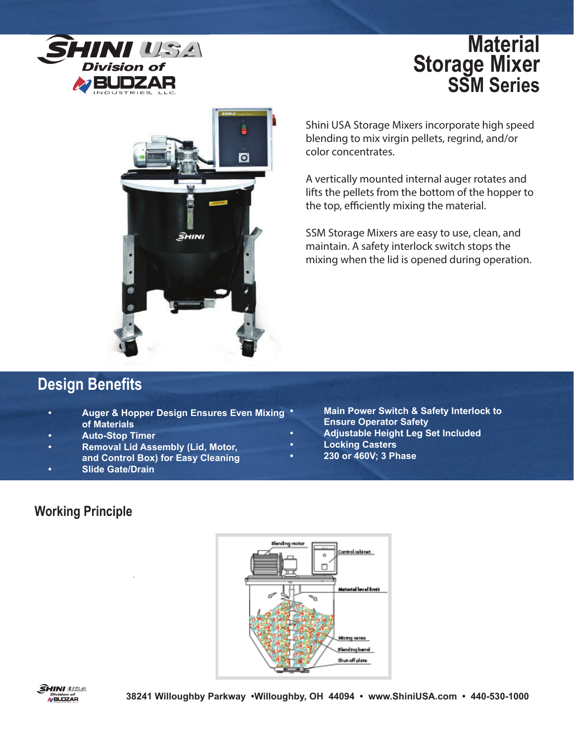# Material Storage Mixer SSM Series

Shini USA Storage Mixers incorporate high speed blending to mix virgin pellets, regrind, and/or color concentrates.

A vertically mounted internal auger rotates and lifts the pellets from the bottom of the hopper to the top, efficiently mixing the material.

SSM Storage Mixers are easy to use, clean, and maintain. A safety interlock switch stops the mixing when the lid is opened during operation.

## Design Benefits

- **Auger & Hopper Design Ensures Even Mixing of Materials**
- **Auto-Stop Timer**
- **Removal Lid Assembly (Lid, Motor, and Control Box) for Easy Cleaning**
- **Slide Gate/Drain**
- **Main Power Switch & Safety Interlock to Ensure Operator Safety**
- **Adjustable Height Leg Set Included**
- **Locking Casters**
- **230 or 460V; 3 Phase**

## Working Principle

Blending motor

Control cabinet

Material level limit

Mixing vanes

Blending barrel

Shut-off plate

38241 Willoughby Parkway •Willoughby, OH 44094 • www.ShiniUSA.com • 440-530-1000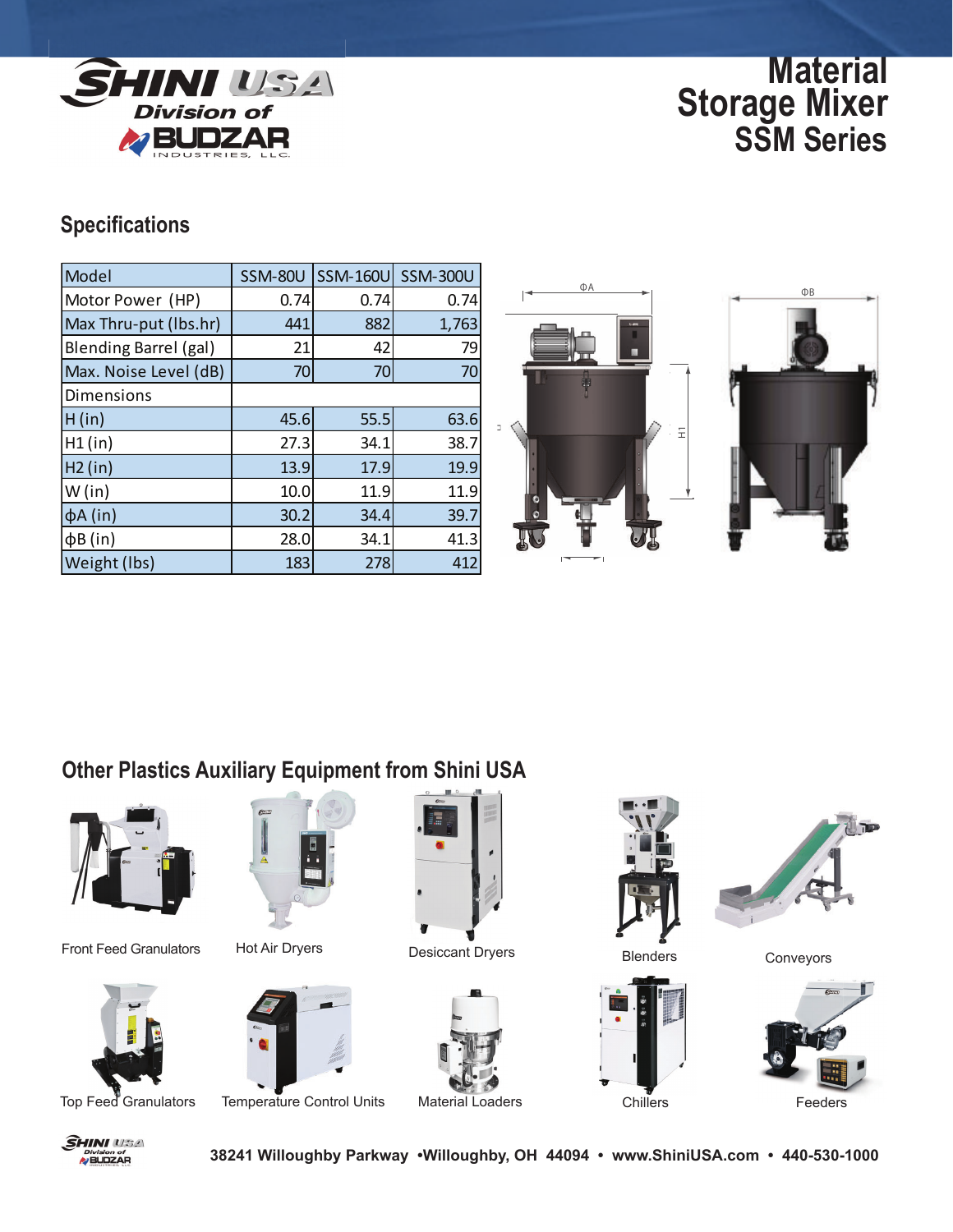# Material Storage Mixer SSM Series

## Specifications

| Model | SSM-80U | SSM-160U | SSM-300U |
|---|---|---|---|
| Motor Power (HP) | 0.74 | 0.74 | 0.74 |
| Max Thru-put (lbs.hr) | 441 | 882 | 1,763 |
| Blending Barrel (gal) | 21 | 42 | 79 |
| Max. Noise Level (dB) | 70 | 70 | 70 |
| Dimensions | | | |
| H (in) | 45.6 | 55.5 | 63.6 |
| H1 (in) | 27.3 | 34.1 | 38.7 |
| H2 (in) | 13.9 | 17.9 | 19.9 |
| W (in) | 10.0 | 11.9 | 11.9 |
| ϕA (in) | 30.2 | 34.4 | 39.7 |
| ϕB (in) | 28.0 | 34.1 | 41.3 |
| Weight (lbs) | 183 | 278 | 412 |

ΦA

H1

ΦB

## Other Plastics Auxiliary Equipment from Shini USA

Front Feed Granulators

Hot Air Dryers

Desiccant Dryers

Blenders

Conveyors

Top Feed Granulators

Temperature Control Units

Material Loaders

Chillers

Feeders

**38241 Willoughby Parkway •Willoughby, OH 44094 • www.ShiniUSA.com • 440-530-1000**